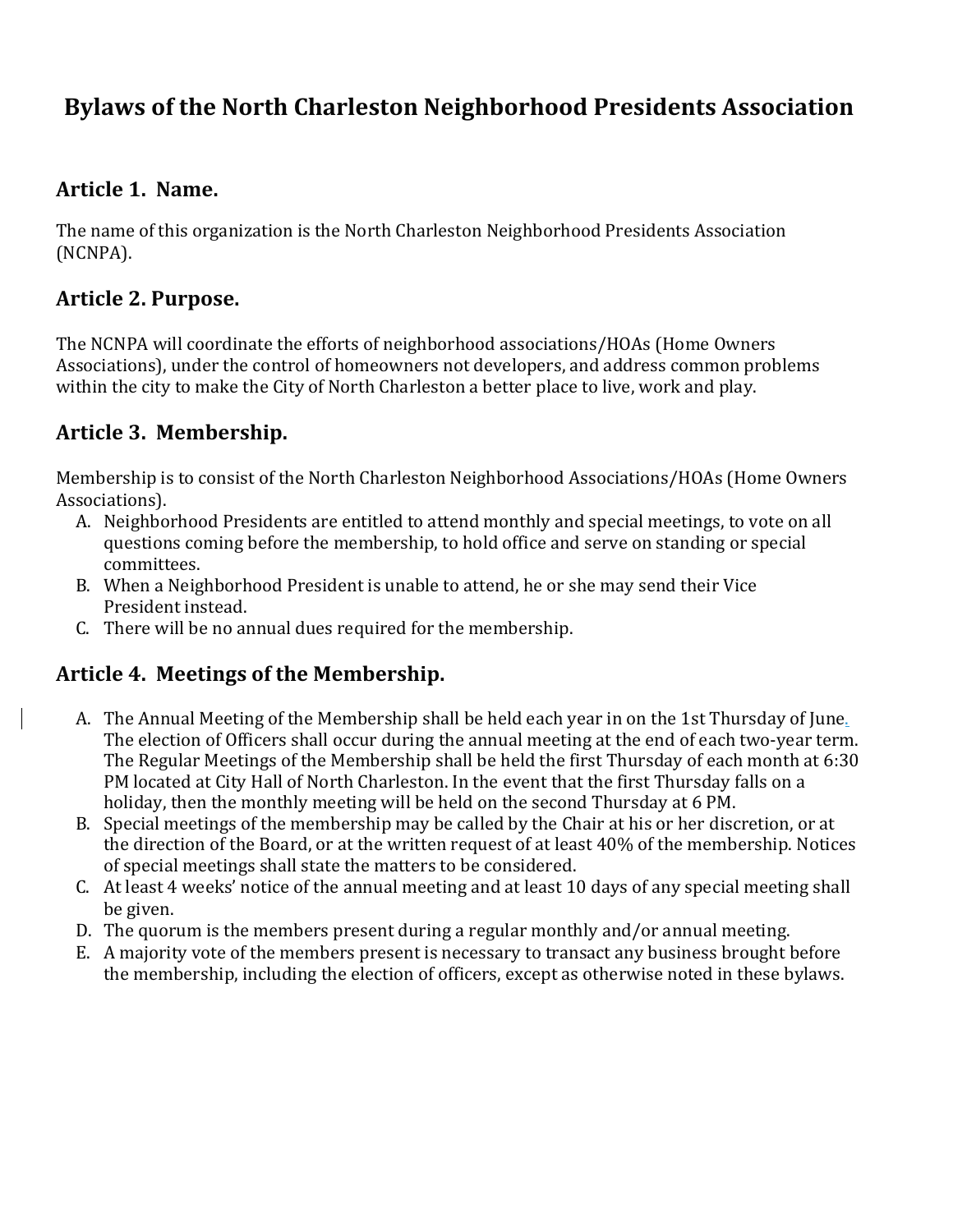# Bylaws of the North Charleston Neighborhood Presidents Association

## Article 1. Name.

The name of this organization is the North Charleston Neighborhood Presidents Association (NCNPA).

## Article 2. Purpose.

The NCNPA will coordinate the efforts of neighborhood associations/HOAs (Home Owners Associations), under the control of homeowners not developers, and address common problems within the city to make the City of North Charleston a better place to live, work and play.

## Article 3. Membership.

Membership is to consist of the North Charleston Neighborhood Associations/HOAs (Home Owners Associations).

A. Neighborhood Presidents are entitled to attend monthly and special meetings, to vote on all questions coming before the membership, to hold office and serve on standing or special committees.
B. When a Neighborhood President is unable to attend, he or she may send their Vice President instead.
C. There will be no annual dues required for the membership.

## Article 4. Meetings of the Membership.

A. The Annual Meeting of the Membership shall be held each year in on the 1st Thursday of June. The election of Officers shall occur during the annual meeting at the end of each two-year term. The Regular Meetings of the Membership shall be held the first Thursday of each month at 6:30 PM located at City Hall of North Charleston. In the event that the first Thursday falls on a holiday, then the monthly meeting will be held on the second Thursday at 6 PM.
B. Special meetings of the membership may be called by the Chair at his or her discretion, or at the direction of the Board, or at the written request of at least 40% of the membership. Notices of special meetings shall state the matters to be considered.
C. At least 4 weeks' notice of the annual meeting and at least 10 days of any special meeting shall be given.
D. The quorum is the members present during a regular monthly and/or annual meeting.
E. A majority vote of the members present is necessary to transact any business brought before the membership, including the election of officers, except as otherwise noted in these bylaws.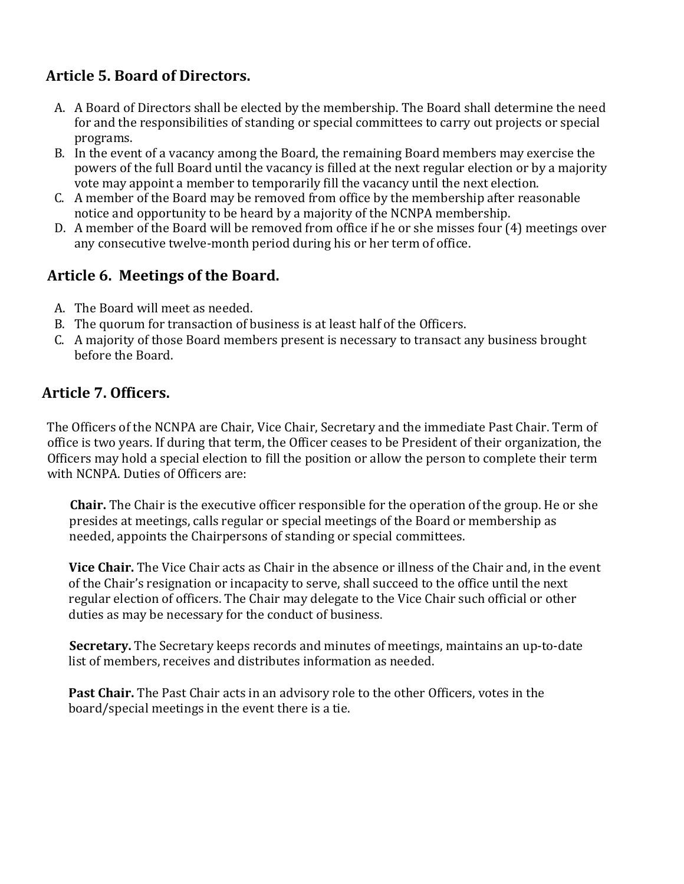## Article 5. Board of Directors.

A. A Board of Directors shall be elected by the membership. The Board shall determine the need for and the responsibilities of standing or special committees to carry out projects or special programs.
B. In the event of a vacancy among the Board, the remaining Board members may exercise the powers of the full Board until the vacancy is filled at the next regular election or by a majority vote may appoint a member to temporarily fill the vacancy until the next election.
C. A member of the Board may be removed from office by the membership after reasonable notice and opportunity to be heard by a majority of the NCNPA membership.
D. A member of the Board will be removed from office if he or she misses four (4) meetings over any consecutive twelve-month period during his or her term of office.

## Article 6. Meetings of the Board.

A. The Board will meet as needed.
B. The quorum for transaction of business is at least half of the Officers.
C. A majority of those Board members present is necessary to transact any business brought before the Board.

## Article 7. Officers.

The Officers of the NCNPA are Chair, Vice Chair, Secretary and the immediate Past Chair. Term of office is two years. If during that term, the Officer ceases to be President of their organization, the Officers may hold a special election to fill the position or allow the person to complete their term with NCNPA. Duties of Officers are:

**Chair.** The Chair is the executive officer responsible for the operation of the group. He or she presides at meetings, calls regular or special meetings of the Board or membership as needed, appoints the Chairpersons of standing or special committees.

**Vice Chair.** The Vice Chair acts as Chair in the absence or illness of the Chair and, in the event of the Chair's resignation or incapacity to serve, shall succeed to the office until the next regular election of officers. The Chair may delegate to the Vice Chair such official or other duties as may be necessary for the conduct of business.

**Secretary.** The Secretary keeps records and minutes of meetings, maintains an up-to-date list of members, receives and distributes information as needed.

**Past Chair.** The Past Chair acts in an advisory role to the other Officers, votes in the board/special meetings in the event there is a tie.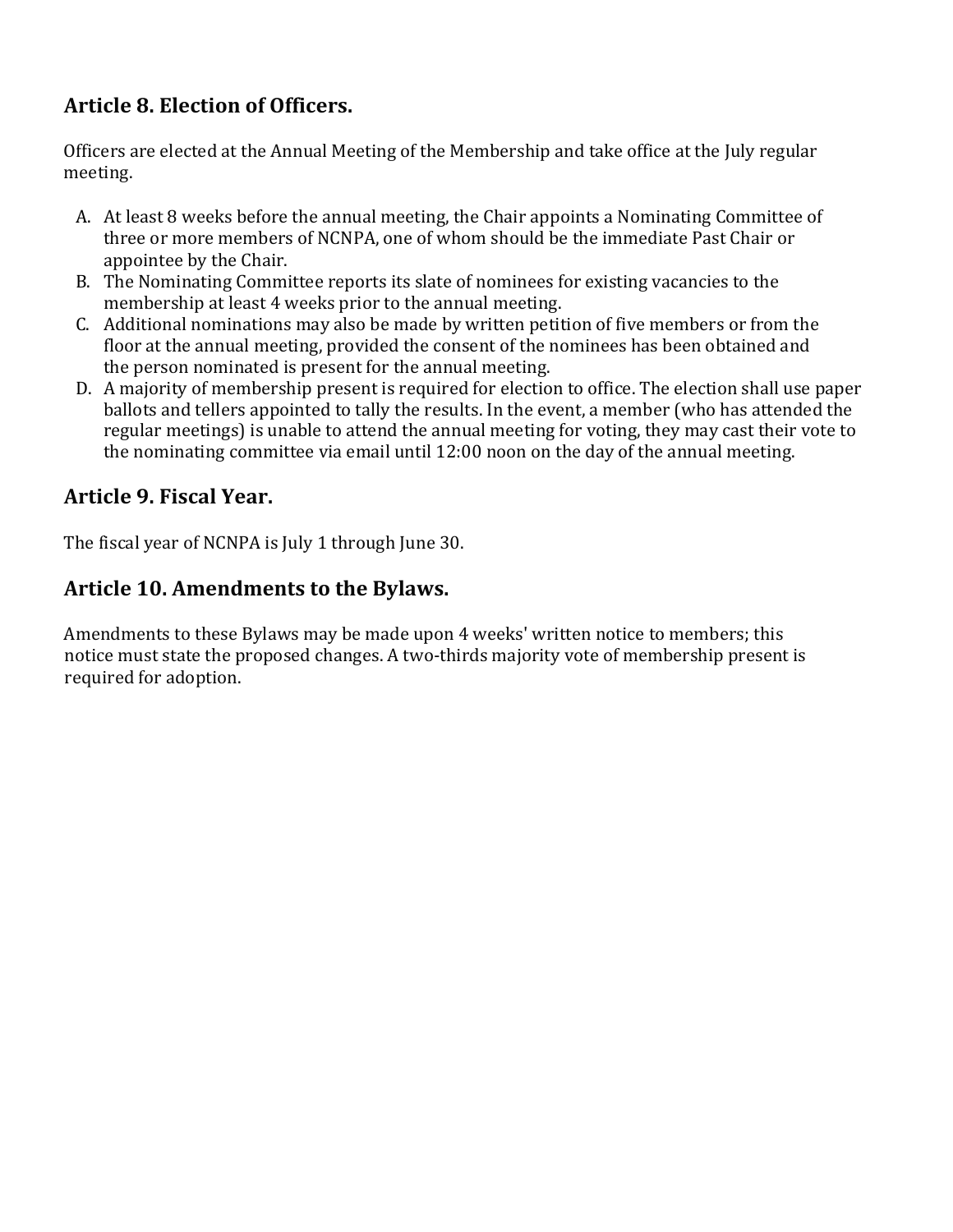## Article 8. Election of Officers.

Officers are elected at the Annual Meeting of the Membership and take office at the July regular meeting.

A. At least 8 weeks before the annual meeting, the Chair appoints a Nominating Committee of three or more members of NCNPA, one of whom should be the immediate Past Chair or appointee by the Chair.
B. The Nominating Committee reports its slate of nominees for existing vacancies to the membership at least 4 weeks prior to the annual meeting.
C. Additional nominations may also be made by written petition of five members or from the floor at the annual meeting, provided the consent of the nominees has been obtained and the person nominated is present for the annual meeting.
D. A majority of membership present is required for election to office. The election shall use paper ballots and tellers appointed to tally the results. In the event, a member (who has attended the regular meetings) is unable to attend the annual meeting for voting, they may cast their vote to the nominating committee via email until 12:00 noon on the day of the annual meeting.

## Article 9. Fiscal Year.

The fiscal year of NCNPA is July 1 through June 30.

## Article 10. Amendments to the Bylaws.

Amendments to these Bylaws may be made upon 4 weeks' written notice to members; this notice must state the proposed changes. A two-thirds majority vote of membership present is required for adoption.